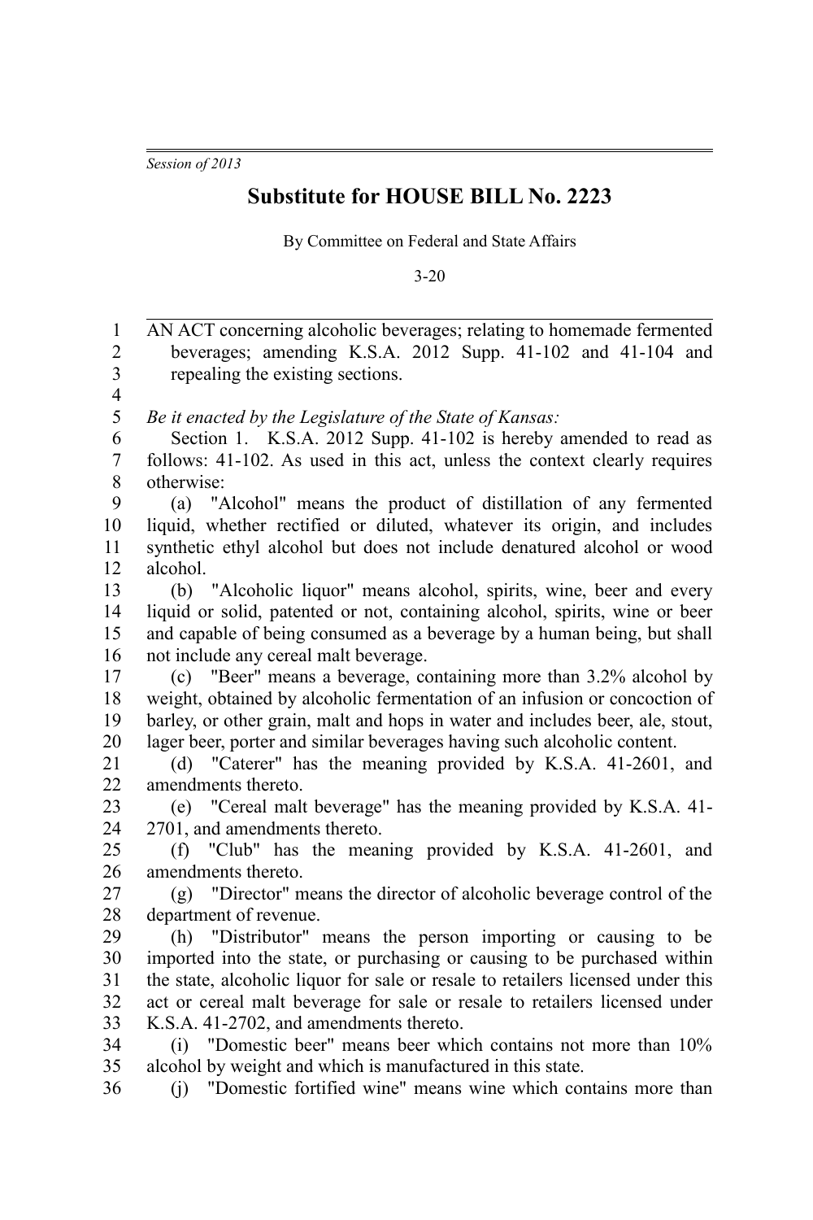*Session of 2013*

# Substitute for HOUSE BILL No. 2223

By Committee on Federal and State Affairs

3-20

AN ACT concerning alcoholic beverages; relating to homemade fermented beverages; amending K.S.A. 2012 Supp. 41-102 and 41-104 and repealing the existing sections.

*Be it enacted by the Legislature of the State of Kansas:*

Section 1. K.S.A. 2012 Supp. 41-102 is hereby amended to read as follows: 41-102. As used in this act, unless the context clearly requires otherwise:

(a) "Alcohol" means the product of distillation of any fermented liquid, whether rectified or diluted, whatever its origin, and includes synthetic ethyl alcohol but does not include denatured alcohol or wood alcohol.

(b) "Alcoholic liquor" means alcohol, spirits, wine, beer and every liquid or solid, patented or not, containing alcohol, spirits, wine or beer and capable of being consumed as a beverage by a human being, but shall not include any cereal malt beverage.

(c) "Beer" means a beverage, containing more than 3.2% alcohol by weight, obtained by alcoholic fermentation of an infusion or concoction of barley, or other grain, malt and hops in water and includes beer, ale, stout, lager beer, porter and similar beverages having such alcoholic content.

(d) "Caterer" has the meaning provided by K.S.A. 41-2601, and amendments thereto.

(e) "Cereal malt beverage" has the meaning provided by K.S.A. 41-2701, and amendments thereto.

(f) "Club" has the meaning provided by K.S.A. 41-2601, and amendments thereto.

(g) "Director" means the director of alcoholic beverage control of the department of revenue.

(h) "Distributor" means the person importing or causing to be imported into the state, or purchasing or causing to be purchased within the state, alcoholic liquor for sale or resale to retailers licensed under this act or cereal malt beverage for sale or resale to retailers licensed under K.S.A. 41-2702, and amendments thereto.

(i) "Domestic beer" means beer which contains not more than 10% alcohol by weight and which is manufactured in this state.

(j) "Domestic fortified wine" means wine which contains more than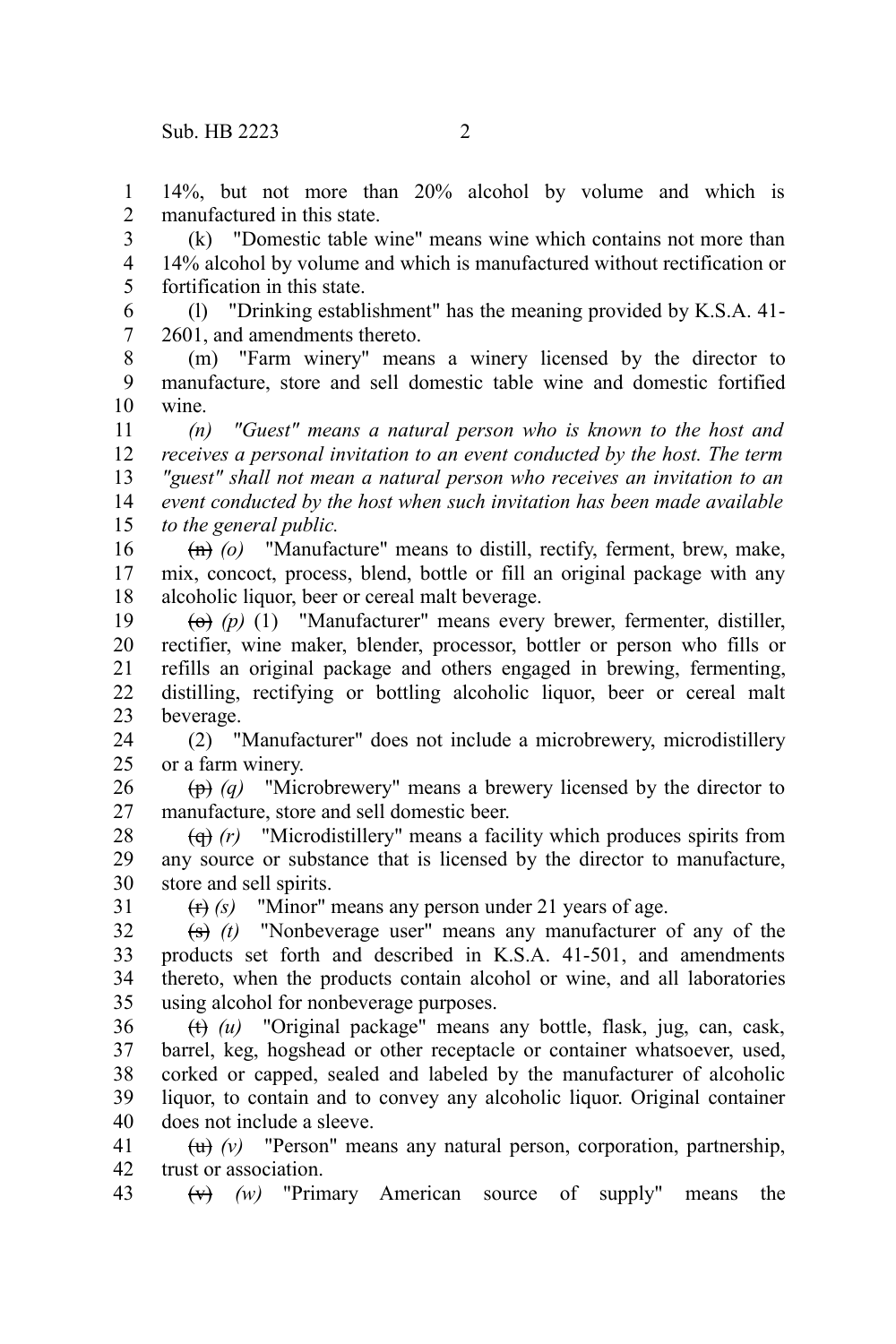14%, but not more than 20% alcohol by volume and which is manufactured in this state.

(k) "Domestic table wine" means wine which contains not more than 14% alcohol by volume and which is manufactured without rectification or fortification in this state.

(l) "Drinking establishment" has the meaning provided by K.S.A. 41-2601, and amendments thereto.

(m) "Farm winery" means a winery licensed by the director to manufacture, store and sell domestic table wine and domestic fortified wine.

*(n) "Guest" means a natural person who is known to the host and receives a personal invitation to an event conducted by the host. The term "guest" shall not mean a natural person who receives an invitation to an event conducted by the host when such invitation has been made available to the general public.*

~~(n)~~ *(o)* "Manufacture" means to distill, rectify, ferment, brew, make, mix, concoct, process, blend, bottle or fill an original package with any alcoholic liquor, beer or cereal malt beverage.

~~(o)~~ *(p)* (1) "Manufacturer" means every brewer, fermenter, distiller, rectifier, wine maker, blender, processor, bottler or person who fills or refills an original package and others engaged in brewing, fermenting, distilling, rectifying or bottling alcoholic liquor, beer or cereal malt beverage.

(2) "Manufacturer" does not include a microbrewery, microdistillery or a farm winery.

~~(p)~~ *(q)* "Microbrewery" means a brewery licensed by the director to manufacture, store and sell domestic beer.

~~(q)~~ *(r)* "Microdistillery" means a facility which produces spirits from any source or substance that is licensed by the director to manufacture, store and sell spirits.

~~(r)~~ *(s)* "Minor" means any person under 21 years of age.

~~(s)~~ *(t)* "Nonbeverage user" means any manufacturer of any of the products set forth and described in K.S.A. 41-501, and amendments thereto, when the products contain alcohol or wine, and all laboratories using alcohol for nonbeverage purposes.

~~(t)~~ *(u)* "Original package" means any bottle, flask, jug, can, cask, barrel, keg, hogshead or other receptacle or container whatsoever, used, corked or capped, sealed and labeled by the manufacturer of alcoholic liquor, to contain and to convey any alcoholic liquor. Original container does not include a sleeve.

~~(u)~~ *(v)* "Person" means any natural person, corporation, partnership, trust or association.

~~(v)~~ *(w)* "Primary American source of supply" means the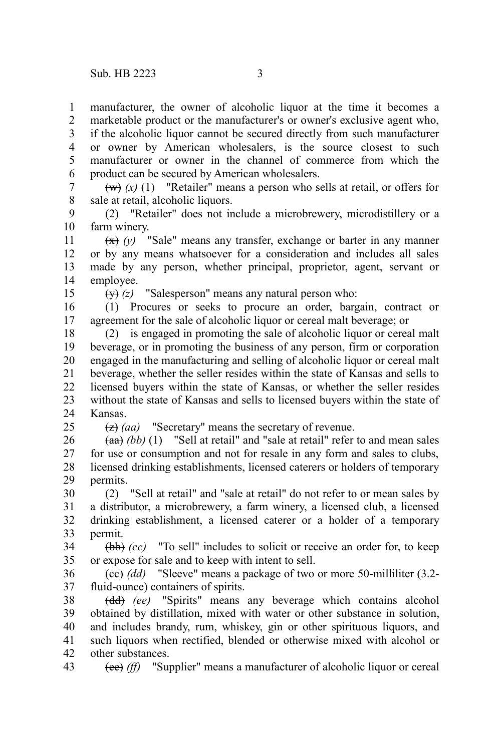manufacturer, the owner of alcoholic liquor at the time it becomes a marketable product or the manufacturer's or owner's exclusive agent who, if the alcoholic liquor cannot be secured directly from such manufacturer or owner by American wholesalers, is the source closest to such manufacturer or owner in the channel of commerce from which the product can be secured by American wholesalers.

~~(w)~~ *(x)* (1) "Retailer" means a person who sells at retail, or offers for sale at retail, alcoholic liquors.

(2) "Retailer" does not include a microbrewery, microdistillery or a farm winery.

~~(x)~~ *(y)* "Sale" means any transfer, exchange or barter in any manner or by any means whatsoever for a consideration and includes all sales made by any person, whether principal, proprietor, agent, servant or employee.

~~(y)~~ *(z)* "Salesperson" means any natural person who:

(1) Procures or seeks to procure an order, bargain, contract or agreement for the sale of alcoholic liquor or cereal malt beverage; or

(2) is engaged in promoting the sale of alcoholic liquor or cereal malt beverage, or in promoting the business of any person, firm or corporation engaged in the manufacturing and selling of alcoholic liquor or cereal malt beverage, whether the seller resides within the state of Kansas and sells to licensed buyers within the state of Kansas, or whether the seller resides without the state of Kansas and sells to licensed buyers within the state of Kansas.

~~(z)~~ *(aa)* "Secretary" means the secretary of revenue.

~~(aa)~~ *(bb)* (1) "Sell at retail" and "sale at retail" refer to and mean sales for use or consumption and not for resale in any form and sales to clubs, licensed drinking establishments, licensed caterers or holders of temporary permits.

(2) "Sell at retail" and "sale at retail" do not refer to or mean sales by a distributor, a microbrewery, a farm winery, a licensed club, a licensed drinking establishment, a licensed caterer or a holder of a temporary permit.

~~(bb)~~ *(cc)* "To sell" includes to solicit or receive an order for, to keep or expose for sale and to keep with intent to sell.

~~(cc)~~ *(dd)* "Sleeve" means a package of two or more 50-milliliter (3.2-fluid-ounce) containers of spirits.

~~(dd)~~ *(ee)* "Spirits" means any beverage which contains alcohol obtained by distillation, mixed with water or other substance in solution, and includes brandy, rum, whiskey, gin or other spirituous liquors, and such liquors when rectified, blended or otherwise mixed with alcohol or other substances.

~~(ee)~~ *(ff)* "Supplier" means a manufacturer of alcoholic liquor or cereal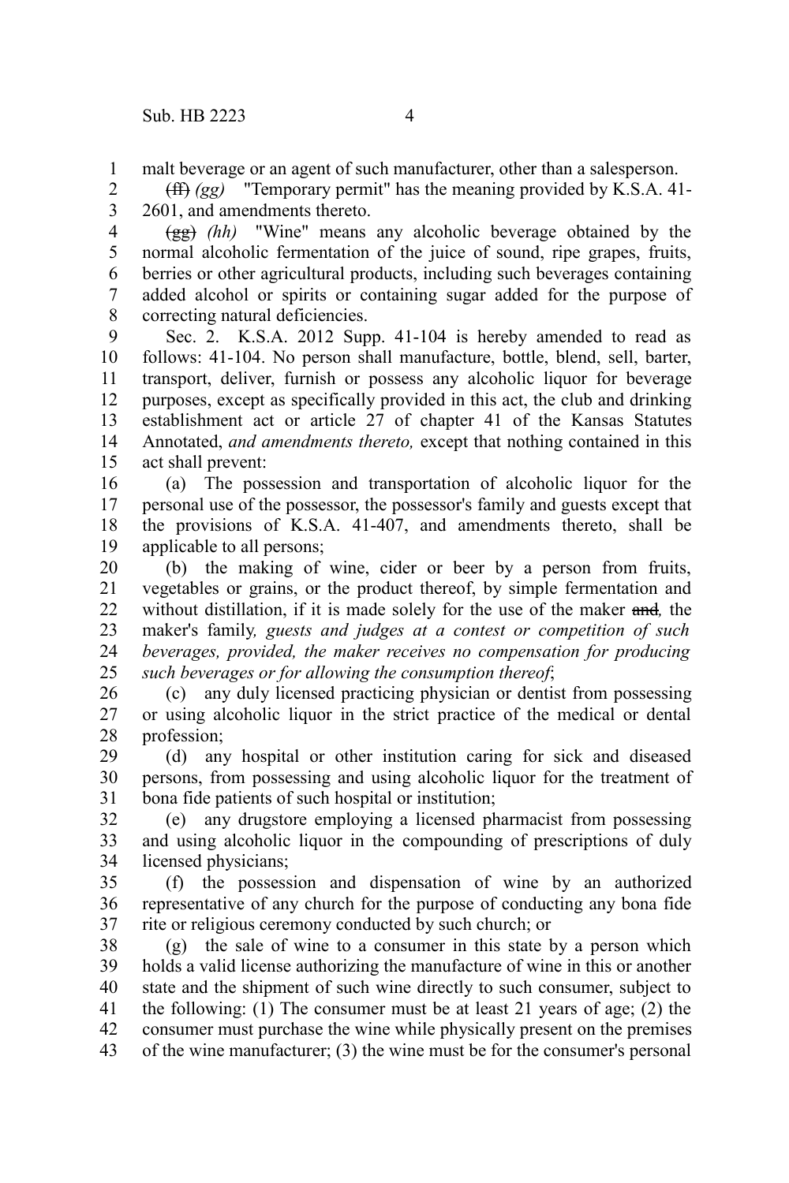malt beverage or an agent of such manufacturer, other than a salesperson.

~~(ff)~~ *(gg)* "Temporary permit" has the meaning provided by K.S.A. 41-2601, and amendments thereto.

~~(gg)~~ *(hh)* "Wine" means any alcoholic beverage obtained by the normal alcoholic fermentation of the juice of sound, ripe grapes, fruits, berries or other agricultural products, including such beverages containing added alcohol or spirits or containing sugar added for the purpose of correcting natural deficiencies.

Sec. 2. K.S.A. 2012 Supp. 41-104 is hereby amended to read as follows: 41-104. No person shall manufacture, bottle, blend, sell, barter, transport, deliver, furnish or possess any alcoholic liquor for beverage purposes, except as specifically provided in this act, the club and drinking establishment act or article 27 of chapter 41 of the Kansas Statutes Annotated, *and amendments thereto,* except that nothing contained in this act shall prevent:

(a) The possession and transportation of alcoholic liquor for the personal use of the possessor, the possessor's family and guests except that the provisions of K.S.A. 41-407, and amendments thereto, shall be applicable to all persons;

(b) the making of wine, cider or beer by a person from fruits, vegetables or grains, or the product thereof, by simple fermentation and without distillation, if it is made solely for the use of the maker ~~and~~*,* the maker's family*, guests and judges at a contest or competition of such beverages, provided, the maker receives no compensation for producing such beverages or for allowing the consumption thereof*;

(c) any duly licensed practicing physician or dentist from possessing or using alcoholic liquor in the strict practice of the medical or dental profession;

(d) any hospital or other institution caring for sick and diseased persons, from possessing and using alcoholic liquor for the treatment of bona fide patients of such hospital or institution;

(e) any drugstore employing a licensed pharmacist from possessing and using alcoholic liquor in the compounding of prescriptions of duly licensed physicians;

(f) the possession and dispensation of wine by an authorized representative of any church for the purpose of conducting any bona fide rite or religious ceremony conducted by such church; or

(g) the sale of wine to a consumer in this state by a person which holds a valid license authorizing the manufacture of wine in this or another state and the shipment of such wine directly to such consumer, subject to the following: (1) The consumer must be at least 21 years of age; (2) the consumer must purchase the wine while physically present on the premises of the wine manufacturer; (3) the wine must be for the consumer's personal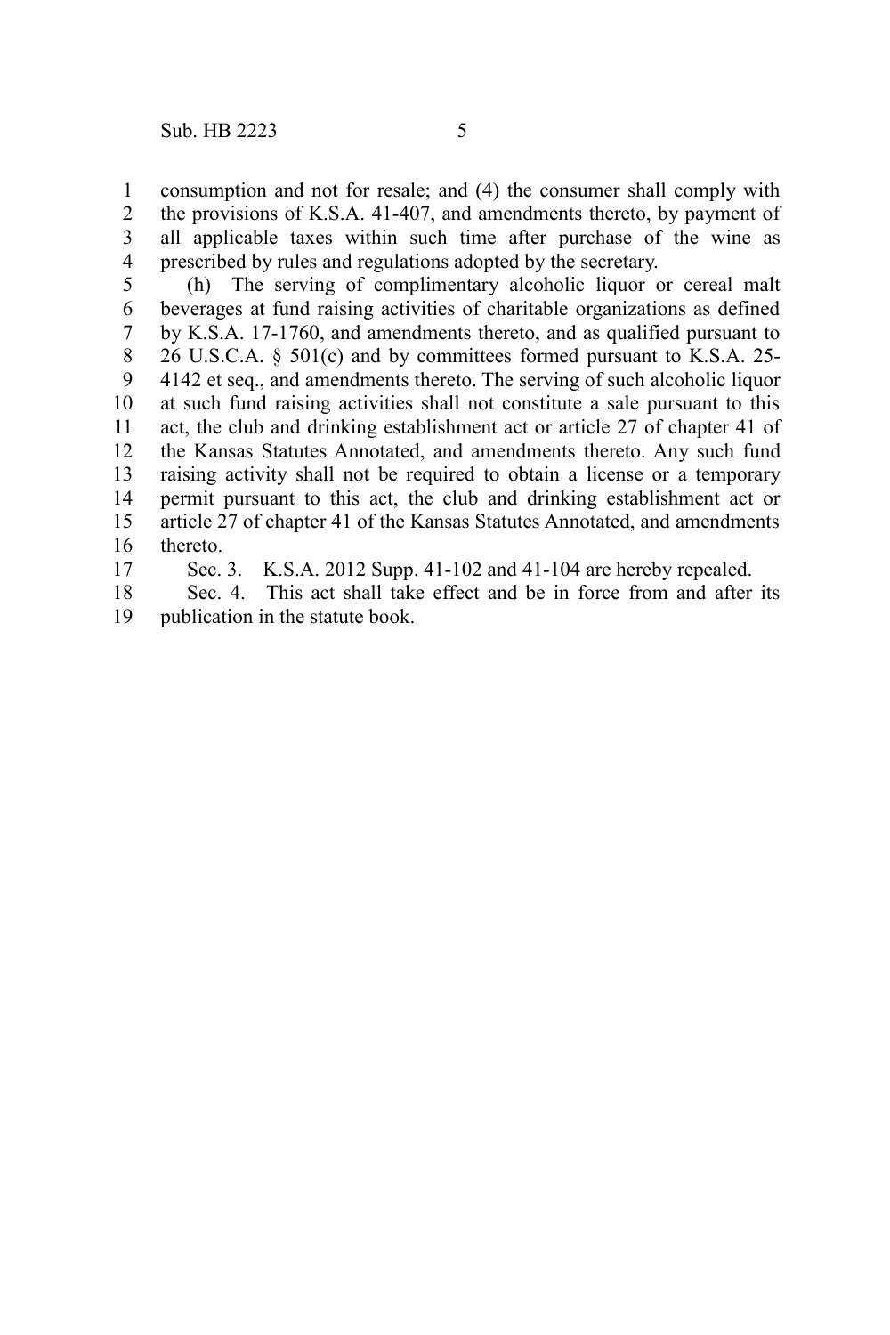consumption and not for resale; and (4) the consumer shall comply with the provisions of K.S.A. 41-407, and amendments thereto, by payment of all applicable taxes within such time after purchase of the wine as prescribed by rules and regulations adopted by the secretary.

(h) The serving of complimentary alcoholic liquor or cereal malt beverages at fund raising activities of charitable organizations as defined by K.S.A. 17-1760, and amendments thereto, and as qualified pursuant to 26 U.S.C.A. § 501(c) and by committees formed pursuant to K.S.A. 25-4142 et seq., and amendments thereto. The serving of such alcoholic liquor at such fund raising activities shall not constitute a sale pursuant to this act, the club and drinking establishment act or article 27 of chapter 41 of the Kansas Statutes Annotated, and amendments thereto. Any such fund raising activity shall not be required to obtain a license or a temporary permit pursuant to this act, the club and drinking establishment act or article 27 of chapter 41 of the Kansas Statutes Annotated, and amendments thereto.

Sec. 3. K.S.A. 2012 Supp. 41-102 and 41-104 are hereby repealed.

Sec. 4. This act shall take effect and be in force from and after its publication in the statute book.